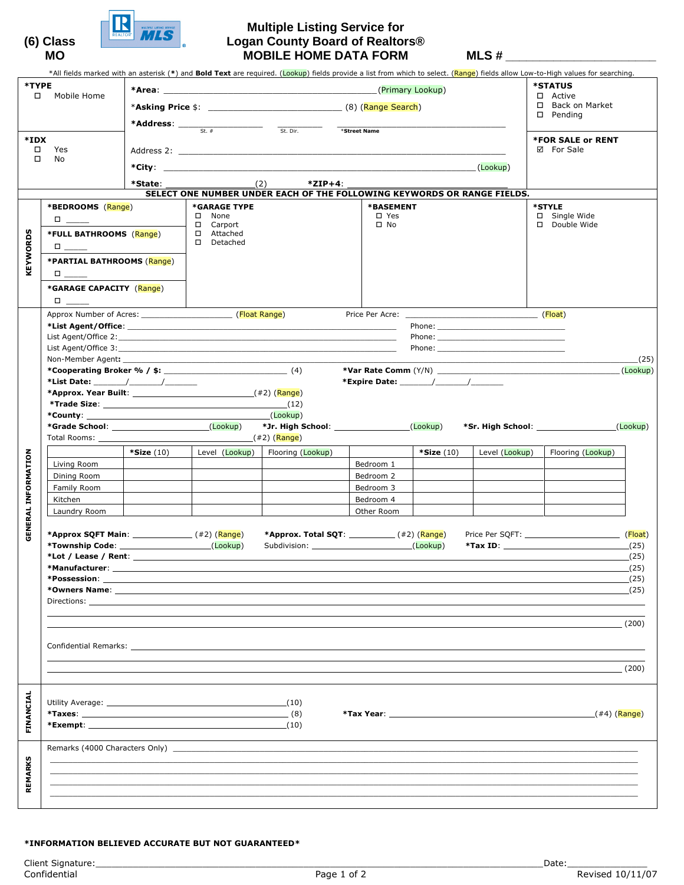(6) Class MO

# Multiple Listing Service for Logan County Board of Realtors® MOBILE HOME DATA FORM

MLS # ________________________

*All fields marked with an asterisk (*) and **Bold Text** are required. (Lookup) fields provide a list from which to select. (Range) fields allow Low-to-High values for searching.

***TYPE**
- ☐ Mobile Home

***IDX**
- ☐ Yes
- ☐ No

***Area**: ______________________________ (Primary Lookup)

***Asking Price** $: ______________________ (8) (Range Search)

***Address**: __________ St. # ______ St. Dir. __________________ *Street Name

Address 2: ________________________________________

***City**: ________________________________________ (Lookup)

***State**: ______________ (2) ***ZIP+4**: ______________________

***STATUS**
- ☐ Active
- ☐ Back on Market
- ☐ Pending

***FOR SALE or RENT**
- ☑ For Sale

**SELECT ONE NUMBER UNDER EACH OF THE FOLLOWING KEYWORDS OR RANGE FIELDS.**

## KEYWORDS

***BEDROOMS** (Range)
- ☐ _____

***FULL BATHROOMS** (Range)
- ☐ _____

***PARTIAL BATHROOMS** (Range)
- ☐ _____

***GARAGE CAPACITY** (Range)
- ☐ _____

***GARAGE TYPE**
- ☐ None
- ☐ Carport
- ☐ Attached
- ☐ Detached

***BASEMENT**
- ☐ Yes
- ☐ No

***STYLE**
- ☐ Single Wide
- ☐ Double Wide

## GENERAL INFORMATION

Approx Number of Acres: ________________ (Float Range) Price Per Acre: ____________________ (Float)

***List Agent/Office**: ________________________________ Phone: ________________

List Agent/Office 2: ________________________________ Phone: ________________

List Agent/Office 3: ________________________________ Phone: ________________

Non-Member Agent: ________________________________________________ (25)

***Cooperating Broker % / $**: ____________________ (4) ***Var Rate Comm** (Y/N) ____________________ (Lookup)

***List Date:** _____/_____/_____ ***Expire Date:** _____/_____/_____

***Approx. Year Built**: ____________________ (#2) (Range)

***Trade Size**: ______________________________ (12)

***County**: ______________________________ (Lookup)

***Grade School**: ________________ (Lookup) ***Jr. High School**: ______________ (Lookup) ***Sr. High School**: ______________ (Lookup)

Total Rooms: ____________________ (#2) (Range)

| | ***Size** (10) | Level (Lookup) | Flooring (Lookup) | | ***Size** (10) | Level (Lookup) | Flooring (Lookup) |
|---|---|---|---|---|---|---|---|
| Living Room | | | | Bedroom 1 | | | |
| Dining Room | | | | Bedroom 2 | | | |
| Family Room | | | | Bedroom 3 | | | |
| Kitchen | | | | Bedroom 4 | | | |
| Laundry Room | | | | Other Room | | | |

***Approx SQFT Main**: __________ (#2) (Range) ***Approx. Total SQT**: ________ (#2) (Range) Price Per SQFT: ______________ (Float)

***Township Code**: ______________ (Lookup) Subdivision: ____________________ (Lookup) ***Tax ID**: ____________________ (25)

***Lot / Lease / Rent**: ________________________________________ (25)

***Manufacturer**: ________________________________________ (25)

***Possession**: ________________________________________ (25)

***Owners Name**: ________________________________________ (25)

Directions: ________________________________________ (200)

Confidential Remarks: ________________________________________ (200)

## FINANCIAL

Utility Average: ______________________________ (10)

***Taxes**: ______________________________ (8) ***Tax Year**: ______________________________ (#4) (Range)

***Exempt**: ______________________________ (10)

## REMARKS

Remarks (4000 Characters Only) ________________________________________

**\*INFORMATION BELIEVED ACCURATE BUT NOT GUARANTEED\***

Client Signature: ________________________________________ Date: ______________

Confidential — Revised 10/11/07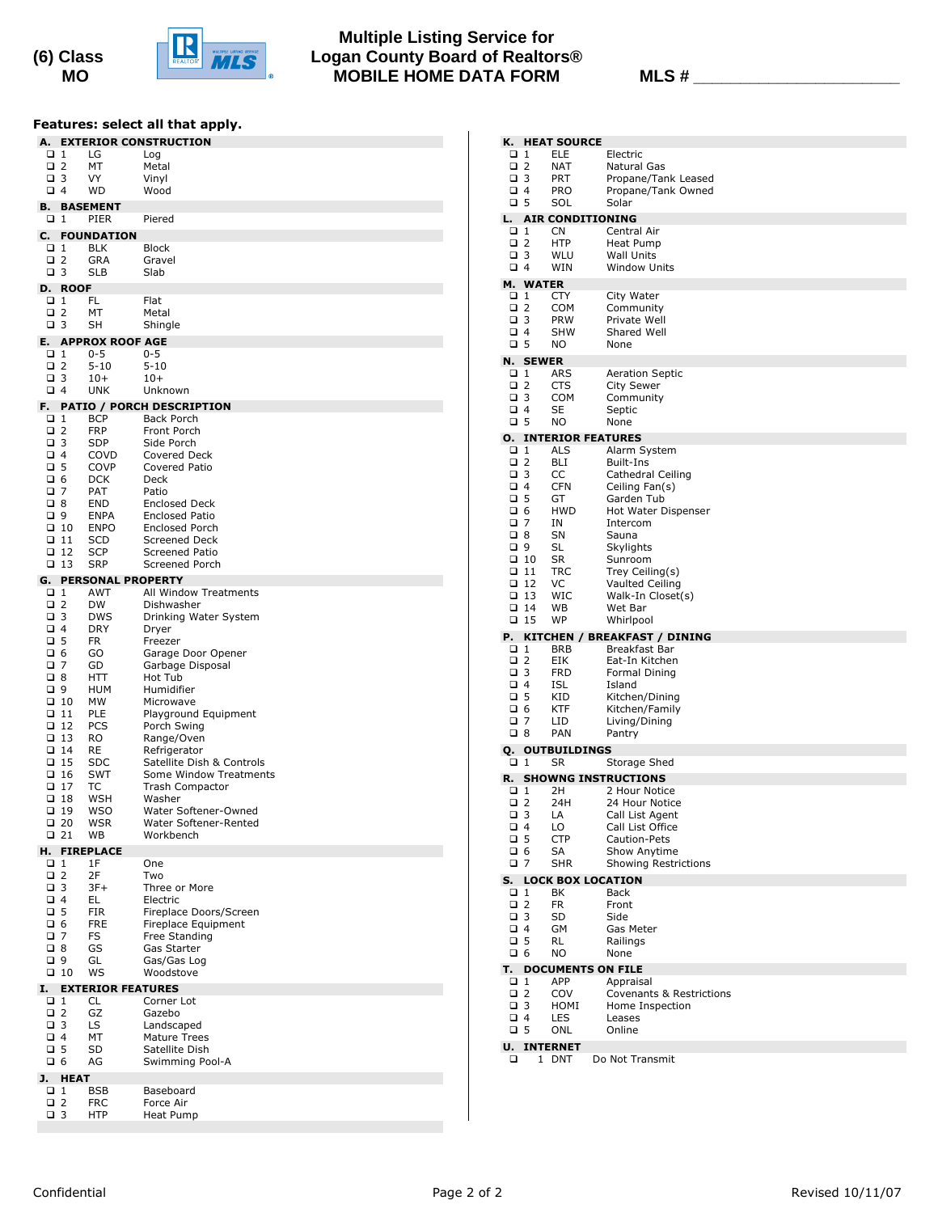# (6) Class MO

## Multiple Listing Service for Logan County Board of Realtors® MOBILE HOME DATA FORM

**MLS #** ______________________

**Features: select all that apply.**

**A. EXTERIOR CONSTRUCTION**

- ❑ 1 LG Log
- ❑ 2 MT Metal
- ❑ 3 VY Vinyl
- ❑ 4 WD Wood

**B. BASEMENT**

- ❑ 1 PIER Piered

**C. FOUNDATION**

- ❑ 1 BLK Block
- ❑ 2 GRA Gravel
- ❑ 3 SLB Slab

**D. ROOF**

- ❑ 1 FL Flat
- ❑ 2 MT Metal
- ❑ 3 SH Shingle

**E. APPROX ROOF AGE**

- ❑ 1 0-5 0-5
- ❑ 2 5-10 5-10
- ❑ 3 10+ 10+
- ❑ 4 UNK Unknown

**F. PATIO / PORCH DESCRIPTION**

- ❑ 1 BCP Back Porch
- ❑ 2 FRP Front Porch
- ❑ 3 SDP Side Porch
- ❑ 4 COVD Covered Deck
- ❑ 5 COVP Covered Patio
- ❑ 6 DCK Deck
- ❑ 7 PAT Patio
- ❑ 8 END Enclosed Deck
- ❑ 9 ENPA Enclosed Patio
- ❑ 10 ENPO Enclosed Porch
- ❑ 11 SCD Screened Deck
- ❑ 12 SCP Screened Patio
- ❑ 13 SRP Screened Porch

**G. PERSONAL PROPERTY**

- ❑ 1 AWT All Window Treatments
- ❑ 2 DW Dishwasher
- ❑ 3 DWS Drinking Water System
- ❑ 4 DRY Dryer
- ❑ 5 FR Freezer
- ❑ 6 GO Garage Door Opener
- ❑ 7 GD Garbage Disposal
- ❑ 8 HTT Hot Tub
- ❑ 9 HUM Humidifier
- ❑ 10 MW Microwave
- ❑ 11 PLE Playground Equipment
- ❑ 12 PCS Porch Swing
- ❑ 13 RO Range/Oven
- ❑ 14 RE Refrigerator
- ❑ 15 SDC Satellite Dish & Controls
- ❑ 16 SWT Some Window Treatments
- ❑ 17 TC Trash Compactor
- ❑ 18 WSH Washer
- ❑ 19 WSO Water Softener-Owned
- ❑ 20 WSR Water Softener-Rented
- ❑ 21 WB Workbench

**H. FIREPLACE**

- ❑ 1 1F One
- ❑ 2 2F Two
- ❑ 3 3F+ Three or More
- ❑ 4 EL Electric
- ❑ 5 FIR Fireplace Doors/Screen
- ❑ 6 FRE Fireplace Equipment
- ❑ 7 FS Free Standing
- ❑ 8 GS Gas Starter
- ❑ 9 GL Gas/Gas Log
- ❑ 10 WS Woodstove

**I. EXTERIOR FEATURES**

- ❑ 1 CL Corner Lot
- ❑ 2 GZ Gazebo
- ❑ 3 LS Landscaped
- ❑ 4 MT Mature Trees
- ❑ 5 SD Satellite Dish
- ❑ 6 AG Swimming Pool-A

**J. HEAT**

- ❑ 1 BSB Baseboard
- ❑ 2 FRC Force Air
- ❑ 3 HTP Heat Pump

**K. HEAT SOURCE**

- ❑ 1 ELE Electric
- ❑ 2 NAT Natural Gas
- ❑ 3 PRT Propane/Tank Leased
- ❑ 4 PRO Propane/Tank Owned
- ❑ 5 SOL Solar

**L. AIR CONDITIONING**

- ❑ 1 CN Central Air
- ❑ 2 HTP Heat Pump
- ❑ 3 WLU Wall Units
- ❑ 4 WIN Window Units

**M. WATER**

- ❑ 1 CTY City Water
- ❑ 2 COM Community
- ❑ 3 PRW Private Well
- ❑ 4 SHW Shared Well
- ❑ 5 NO None

**N. SEWER**

- ❑ 1 ARS Aeration Septic
- ❑ 2 CTS City Sewer
- ❑ 3 COM Community
- ❑ 4 SE Septic
- ❑ 5 NO None

**O. INTERIOR FEATURES**

- ❑ 1 ALS Alarm System
- ❑ 2 BLI Built-Ins
- ❑ 3 CC Cathedral Ceiling
- ❑ 4 CFN Ceiling Fan(s)
- ❑ 5 GT Garden Tub
- ❑ 6 HWD Hot Water Dispenser
- ❑ 7 IN Intercom
- ❑ 8 SN Sauna
- ❑ 9 SL Skylights
- ❑ 10 SR Sunroom
- ❑ 11 TRC Trey Ceiling(s)
- ❑ 12 VC Vaulted Ceiling
- ❑ 13 WIC Walk-In Closet(s)
- ❑ 14 WB Wet Bar
- ❑ 15 WP Whirlpool

**P. KITCHEN / BREAKFAST / DINING**

- ❑ 1 BRB Breakfast Bar
- ❑ 2 EIK Eat-In Kitchen
- ❑ 3 FRD Formal Dining
- ❑ 4 ISL Island
- ❑ 5 KID Kitchen/Dining
- ❑ 6 KTF Kitchen/Family
- ❑ 7 LID Living/Dining
- ❑ 8 PAN Pantry

**Q. OUTBUILDINGS**

- ❑ 1 SR Storage Shed

**R. SHOWNG INSTRUCTIONS**

- ❑ 1 2H 2 Hour Notice
- ❑ 2 24H 24 Hour Notice
- ❑ 3 LA Call List Agent
- ❑ 4 LO Call List Office
- ❑ 5 CTP Caution-Pets
- ❑ 6 SA Show Anytime
- ❑ 7 SHR Showing Restrictions

**S. LOCK BOX LOCATION**

- ❑ 1 BK Back
- ❑ 2 FR Front
- ❑ 3 SD Side
- ❑ 4 GM Gas Meter
- ❑ 5 RL Railings
- ❑ 6 NO None

**T. DOCUMENTS ON FILE**

- ❑ 1 APP Appraisal
- ❑ 2 COV Covenants & Restrictions
- ❑ 3 HOMI Home Inspection
- ❑ 4 LES Leases
- ❑ 5 ONL Online

**U. INTERNET**

- ❑ 1 DNT Do Not Transmit

Confidential | Revised 10/11/07